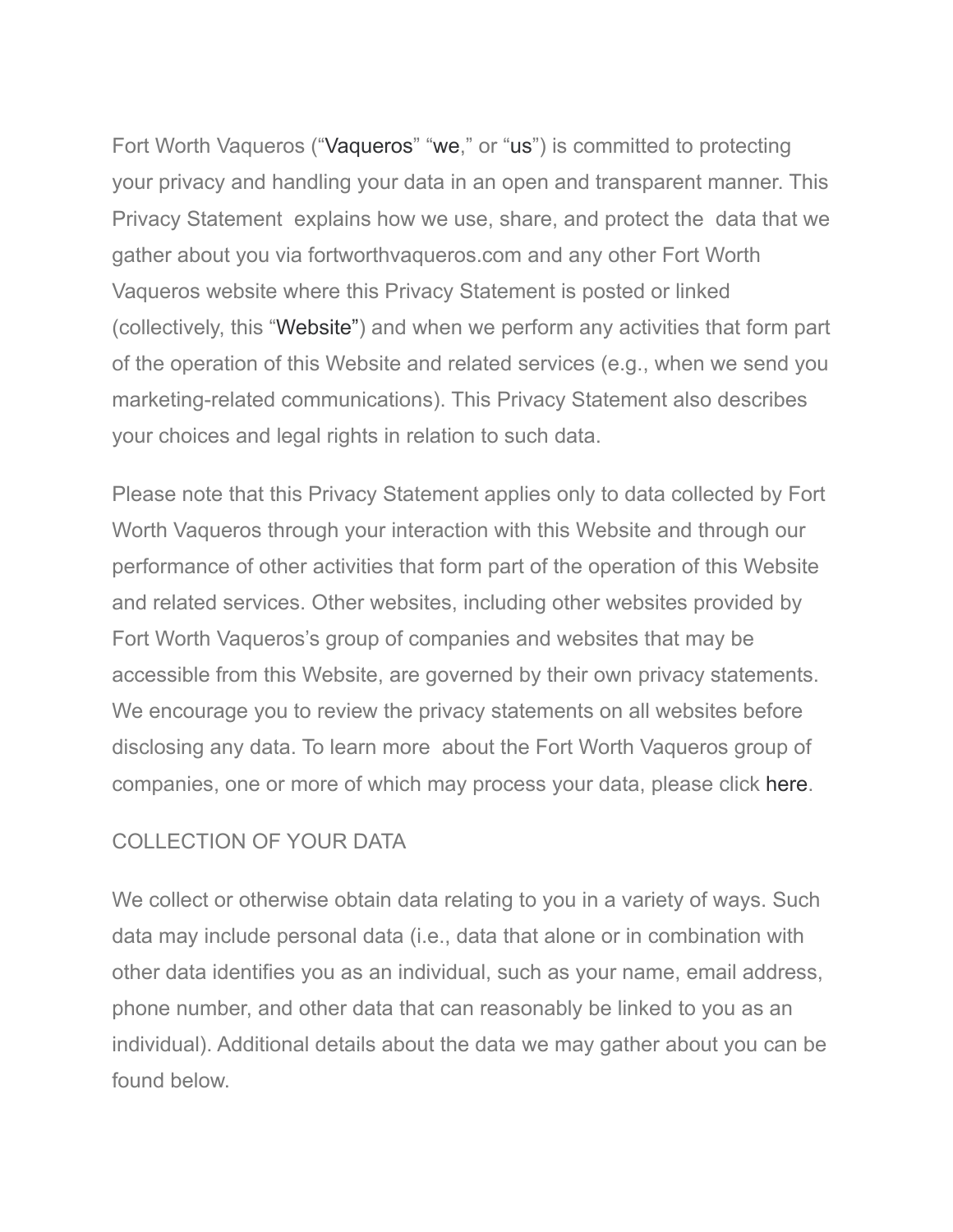Fort Worth Vaqueros ("Vaqueros" "we," or "us") is committed to protecting your privacy and handling your data in an open and transparent manner. This Privacy Statement explains how we use, share, and protect the data that we gather about you via fortworthvaqueros.com and any other Fort Worth Vaqueros website where this Privacy Statement is posted or linked (collectively, this "Website") and when we perform any activities that form part of the operation of this Website and related services (e.g., when we send you marketing-related communications). This Privacy Statement also describes your choices and legal rights in relation to such data.

Please note that this Privacy Statement applies only to data collected by Fort Worth Vaqueros through your interaction with this Website and through our performance of other activities that form part of the operation of this Website and related services. Other websites, including other websites provided by Fort Worth Vaqueros's group of companies and websites that may be accessible from this Website, are governed by their own privacy statements. We encourage you to review the privacy statements on all websites before disclosing any data. To learn more about the Fort Worth Vaqueros group of companies, one or more of which may process your data, please click here.

## COLLECTION OF YOUR DATA

We collect or otherwise obtain data relating to you in a variety of ways. Such data may include personal data (i.e., data that alone or in combination with other data identifies you as an individual, such as your name, email address, phone number, and other data that can reasonably be linked to you as an individual). Additional details about the data we may gather about you can be found below.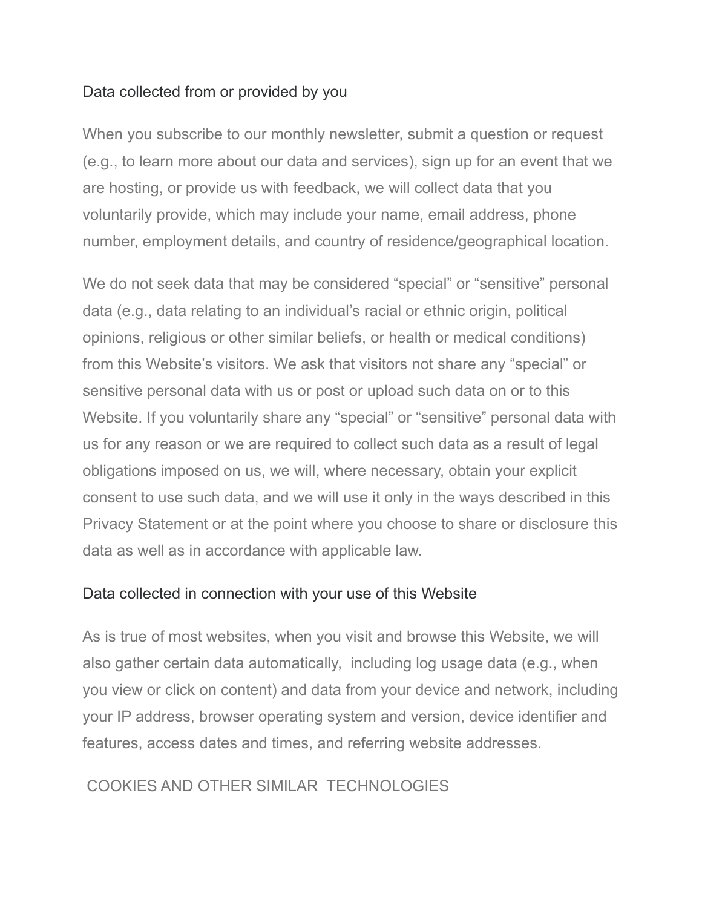### Data collected from or provided by you

When you subscribe to our monthly newsletter, submit a question or request (e.g., to learn more about our data and services), sign up for an event that we are hosting, or provide us with feedback, we will collect data that you voluntarily provide, which may include your name, email address, phone number, employment details, and country of residence/geographical location.

We do not seek data that may be considered “special” or “sensitive” personal data (e.g., data relating to an individual’s racial or ethnic origin, political opinions, religious or other similar beliefs, or health or medical conditions) from this Website’s visitors. We ask that visitors not share any “special” or sensitive personal data with us or post or upload such data on or to this Website. If you voluntarily share any “special” or “sensitive” personal data with us for any reason or we are required to collect such data as a result of legal obligations imposed on us, we will, where necessary, obtain your explicit consent to use such data, and we will use it only in the ways described in this Privacy Statement or at the point where you choose to share or disclosure this data as well as in accordance with applicable law.

### Data collected in connection with your use of this Website

As is true of most websites, when you visit and browse this Website, we will also gather certain data automatically, including log usage data (e.g., when you view or click on content) and data from your device and network, including your IP address, browser operating system and version, device identifier and features, access dates and times, and referring website addresses.

## COOKIES AND OTHER SIMILAR TECHNOLOGIES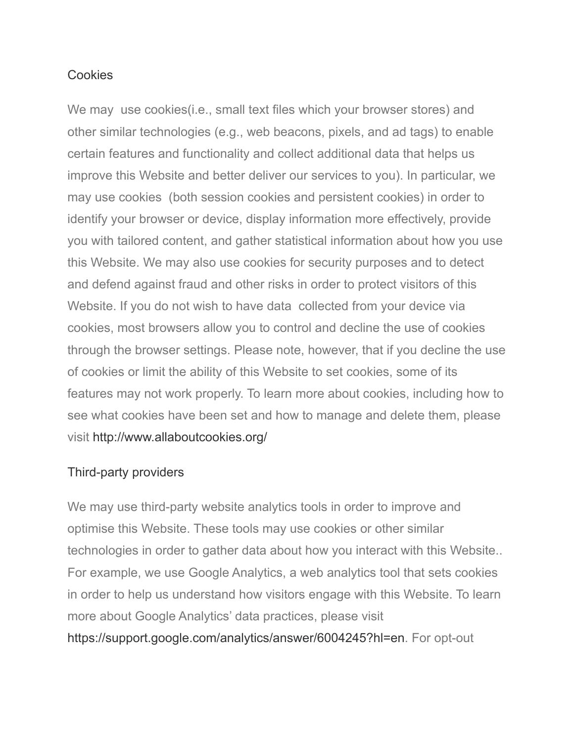## Cookies

We may use cookies(i.e., small text files which your browser stores) and other similar technologies (e.g., web beacons, pixels, and ad tags) to enable certain features and functionality and collect additional data that helps us improve this Website and better deliver our services to you). In particular, we may use cookies (both session cookies and persistent cookies) in order to identify your browser or device, display information more effectively, provide you with tailored content, and gather statistical information about how you use this Website. We may also use cookies for security purposes and to detect and defend against fraud and other risks in order to protect visitors of this Website. If you do not wish to have data collected from your device via cookies, most browsers allow you to control and decline the use of cookies through the browser settings. Please note, however, that if you decline the use of cookies or limit the ability of this Website to set cookies, some of its features may not work properly. To learn more about cookies, including how to see what cookies have been set and how to manage and delete them, please visit http://www.allaboutcookies.org/

## Third-party providers

We may use third-party website analytics tools in order to improve and optimise this Website. These tools may use cookies or other similar technologies in order to gather data about how you interact with this Website.. For example, we use Google Analytics, a web analytics tool that sets cookies in order to help us understand how visitors engage with this Website. To learn more about Google Analytics' data practices, please visit https://support.google.com/analytics/answer/6004245?hl=en. For opt-out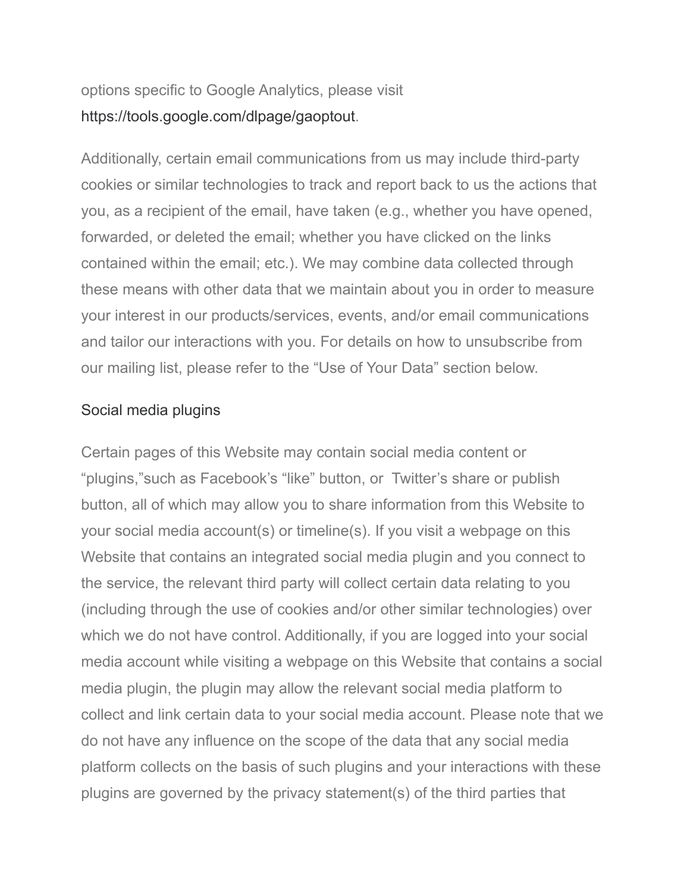options specific to Google Analytics, please visit https://tools.google.com/dlpage/gaoptout.

Additionally, certain email communications from us may include third-party cookies or similar technologies to track and report back to us the actions that you, as a recipient of the email, have taken (e.g., whether you have opened, forwarded, or deleted the email; whether you have clicked on the links contained within the email; etc.). We may combine data collected through these means with other data that we maintain about you in order to measure your interest in our products/services, events, and/or email communications and tailor our interactions with you. For details on how to unsubscribe from our mailing list, please refer to the "Use of Your Data" section below.

### Social media plugins

Certain pages of this Website may contain social media content or "plugins,"such as Facebook's "like" button, or  Twitter's share or publish button, all of which may allow you to share information from this Website to your social media account(s) or timeline(s). If you visit a webpage on this Website that contains an integrated social media plugin and you connect to the service, the relevant third party will collect certain data relating to you (including through the use of cookies and/or other similar technologies) over which we do not have control. Additionally, if you are logged into your social media account while visiting a webpage on this Website that contains a social media plugin, the plugin may allow the relevant social media platform to collect and link certain data to your social media account. Please note that we do not have any influence on the scope of the data that any social media platform collects on the basis of such plugins and your interactions with these plugins are governed by the privacy statement(s) of the third parties that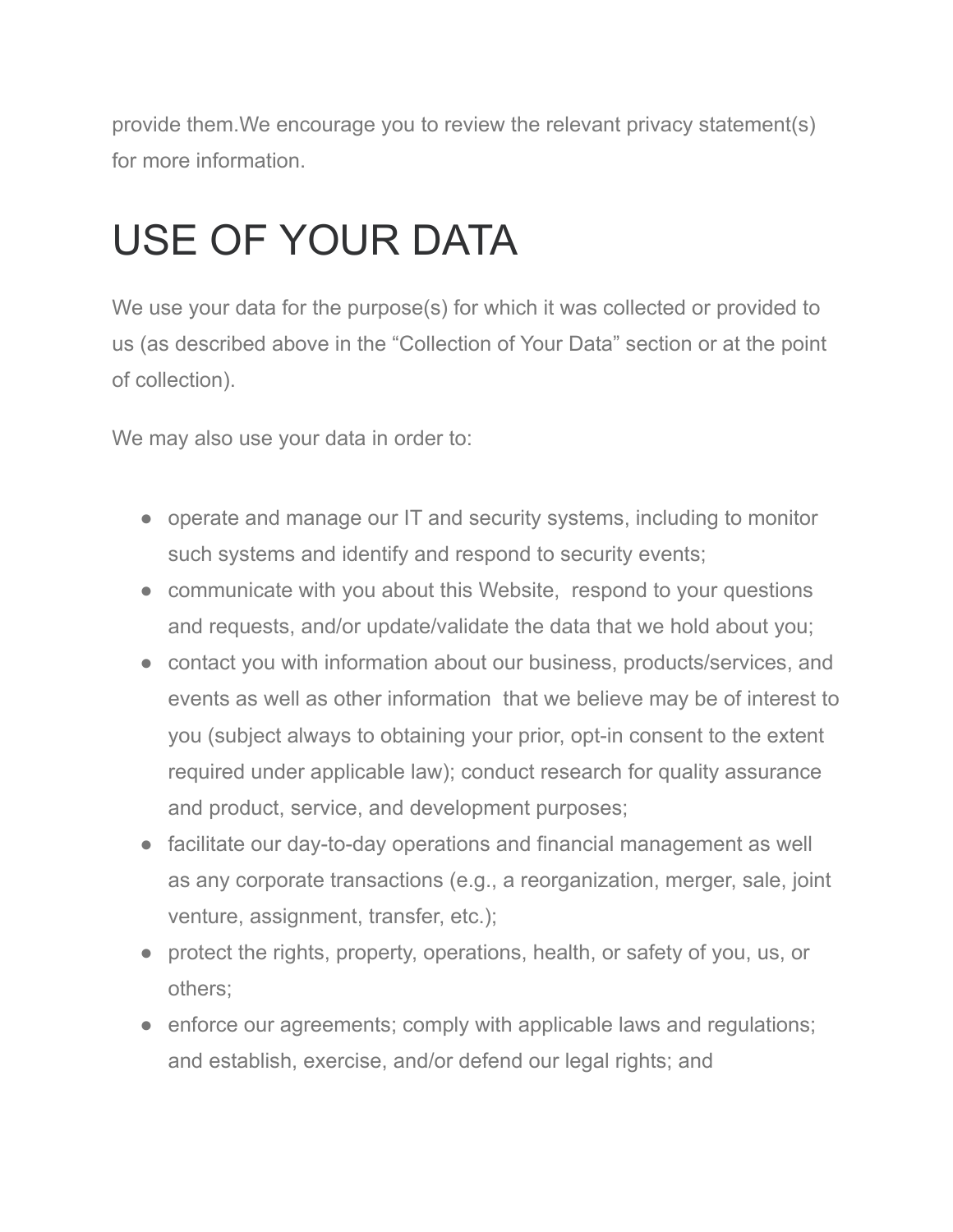provide them.We encourage you to review the relevant privacy statement(s) for more information.

# USE OF YOUR DATA

We use your data for the purpose(s) for which it was collected or provided to us (as described above in the "Collection of Your Data" section or at the point of collection).

We may also use your data in order to:

- operate and manage our IT and security systems, including to monitor such systems and identify and respond to security events;
- communicate with you about this Website, respond to your questions and requests, and/or update/validate the data that we hold about you;
- contact you with information about our business, products/services, and events as well as other information that we believe may be of interest to you (subject always to obtaining your prior, opt-in consent to the extent required under applicable law); conduct research for quality assurance and product, service, and development purposes;
- facilitate our day-to-day operations and financial management as well as any corporate transactions (e.g., a reorganization, merger, sale, joint venture, assignment, transfer, etc.);
- protect the rights, property, operations, health, or safety of you, us, or others;
- enforce our agreements; comply with applicable laws and regulations; and establish, exercise, and/or defend our legal rights; and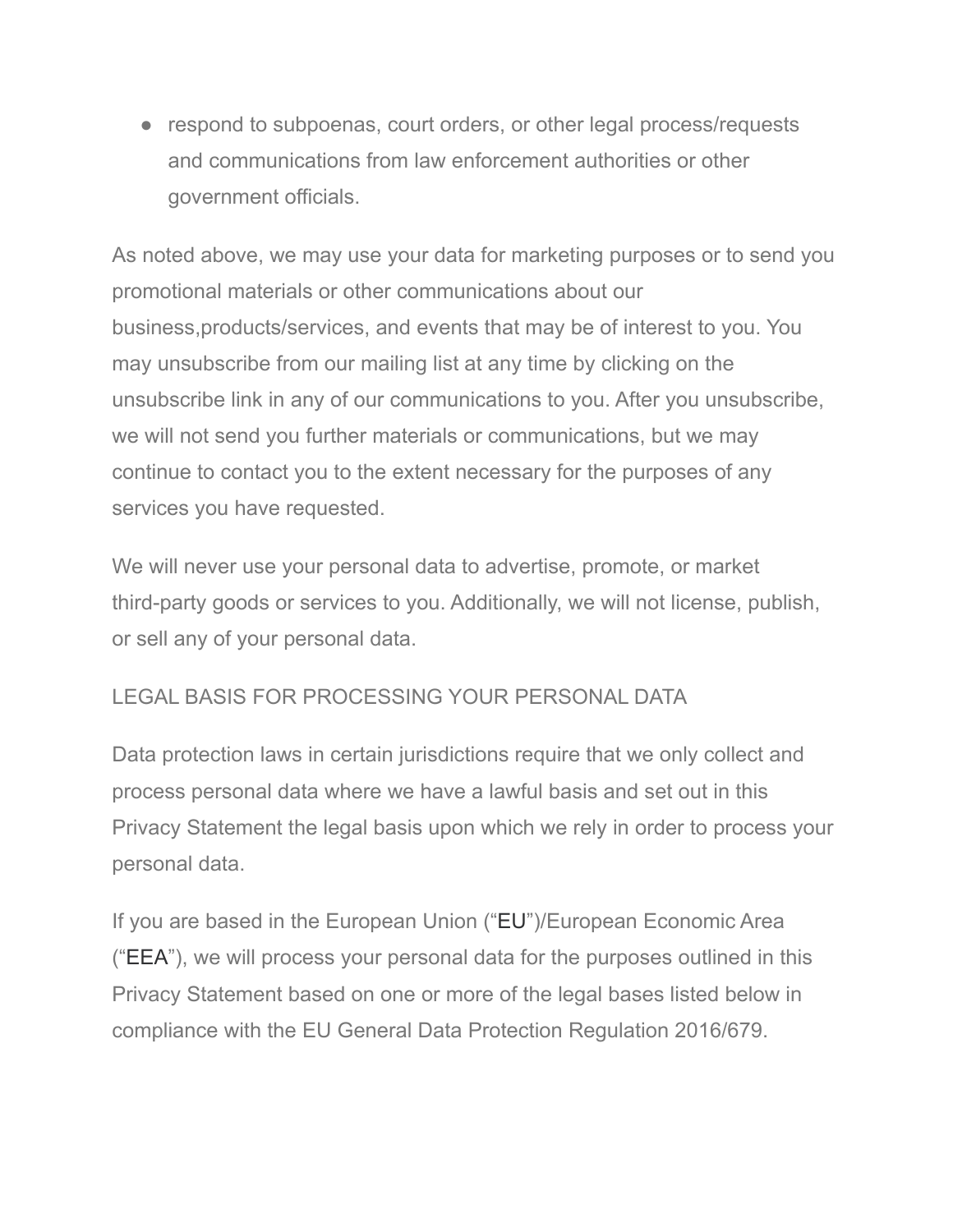- respond to subpoenas, court orders, or other legal process/requests and communications from law enforcement authorities or other government officials.

As noted above, we may use your data for marketing purposes or to send you promotional materials or other communications about our business,products/services, and events that may be of interest to you. You may unsubscribe from our mailing list at any time by clicking on the unsubscribe link in any of our communications to you. After you unsubscribe, we will not send you further materials or communications, but we may continue to contact you to the extent necessary for the purposes of any services you have requested.

We will never use your personal data to advertise, promote, or market third-party goods or services to you. Additionally, we will not license, publish, or sell any of your personal data.

## LEGAL BASIS FOR PROCESSING YOUR PERSONAL DATA

Data protection laws in certain jurisdictions require that we only collect and process personal data where we have a lawful basis and set out in this Privacy Statement the legal basis upon which we rely in order to process your personal data.

If you are based in the European Union ("EU")/European Economic Area ("EEA"), we will process your personal data for the purposes outlined in this Privacy Statement based on one or more of the legal bases listed below in compliance with the EU General Data Protection Regulation 2016/679.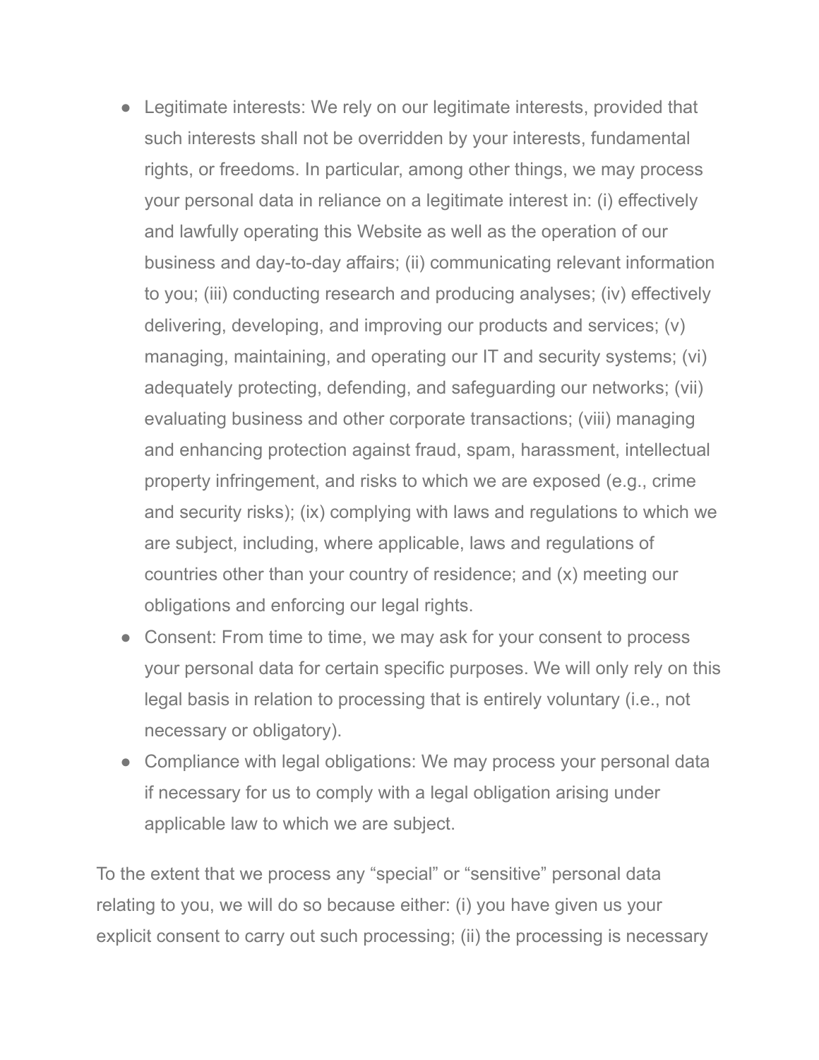- Legitimate interests: We rely on our legitimate interests, provided that such interests shall not be overridden by your interests, fundamental rights, or freedoms. In particular, among other things, we may process your personal data in reliance on a legitimate interest in: (i) effectively and lawfully operating this Website as well as the operation of our business and day-to-day affairs; (ii) communicating relevant information to you; (iii) conducting research and producing analyses; (iv) effectively delivering, developing, and improving our products and services; (v) managing, maintaining, and operating our IT and security systems; (vi) adequately protecting, defending, and safeguarding our networks; (vii) evaluating business and other corporate transactions; (viii) managing and enhancing protection against fraud, spam, harassment, intellectual property infringement, and risks to which we are exposed (e.g., crime and security risks); (ix) complying with laws and regulations to which we are subject, including, where applicable, laws and regulations of countries other than your country of residence; and (x) meeting our obligations and enforcing our legal rights.
- Consent: From time to time, we may ask for your consent to process your personal data for certain specific purposes. We will only rely on this legal basis in relation to processing that is entirely voluntary (i.e., not necessary or obligatory).
- Compliance with legal obligations: We may process your personal data if necessary for us to comply with a legal obligation arising under applicable law to which we are subject.

To the extent that we process any "special" or "sensitive" personal data relating to you, we will do so because either: (i) you have given us your explicit consent to carry out such processing; (ii) the processing is necessary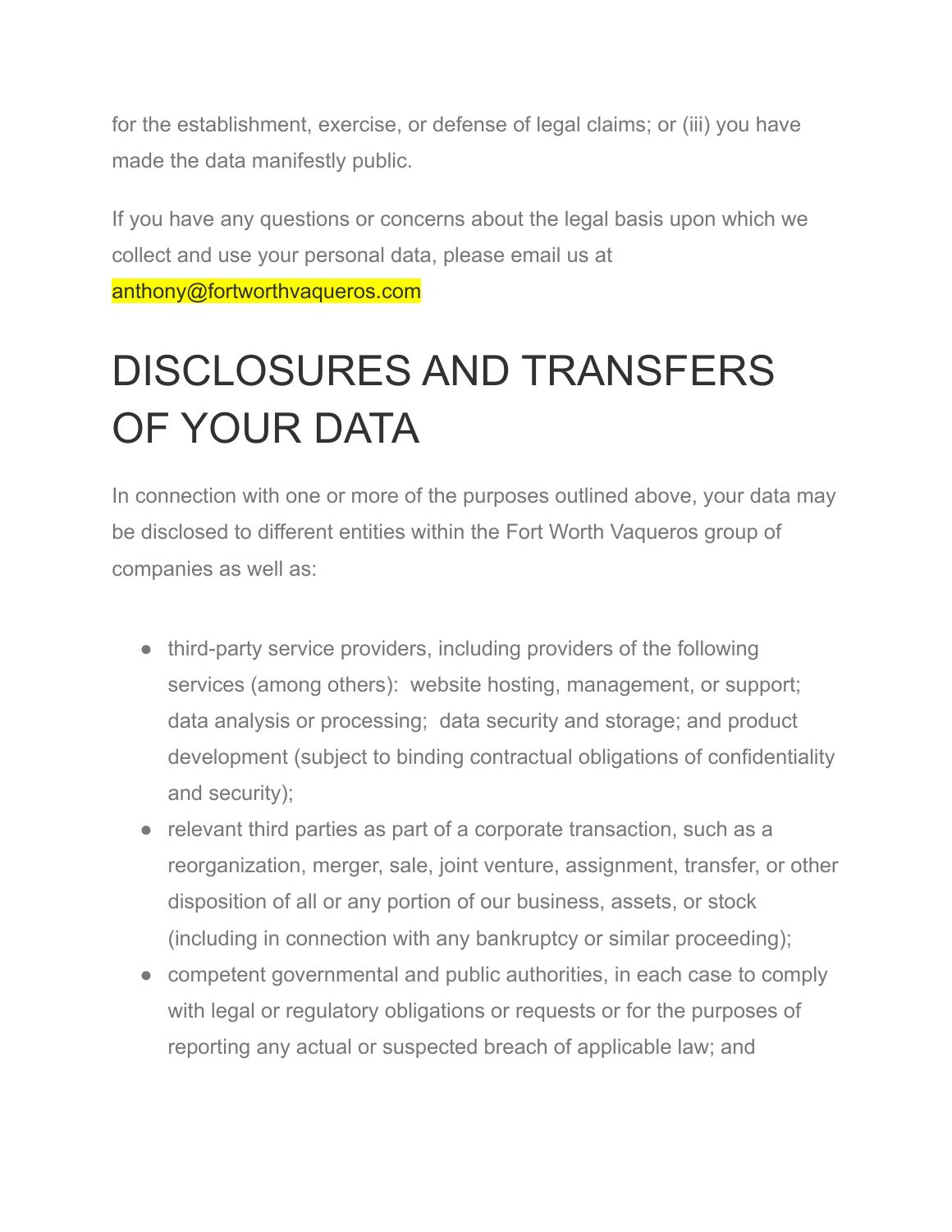for the establishment, exercise, or defense of legal claims; or (iii) you have made the data manifestly public.

If you have any questions or concerns about the legal basis upon which we collect and use your personal data, please email us at anthony@fortworthvaqueros.com

# DISCLOSURES AND TRANSFERS OF YOUR DATA

In connection with one or more of the purposes outlined above, your data may be disclosed to different entities within the Fort Worth Vaqueros group of companies as well as:

- third-party service providers, including providers of the following services (among others): website hosting, management, or support; data analysis or processing; data security and storage; and product development (subject to binding contractual obligations of confidentiality and security);
- relevant third parties as part of a corporate transaction, such as a reorganization, merger, sale, joint venture, assignment, transfer, or other disposition of all or any portion of our business, assets, or stock (including in connection with any bankruptcy or similar proceeding);
- competent governmental and public authorities, in each case to comply with legal or regulatory obligations or requests or for the purposes of reporting any actual or suspected breach of applicable law; and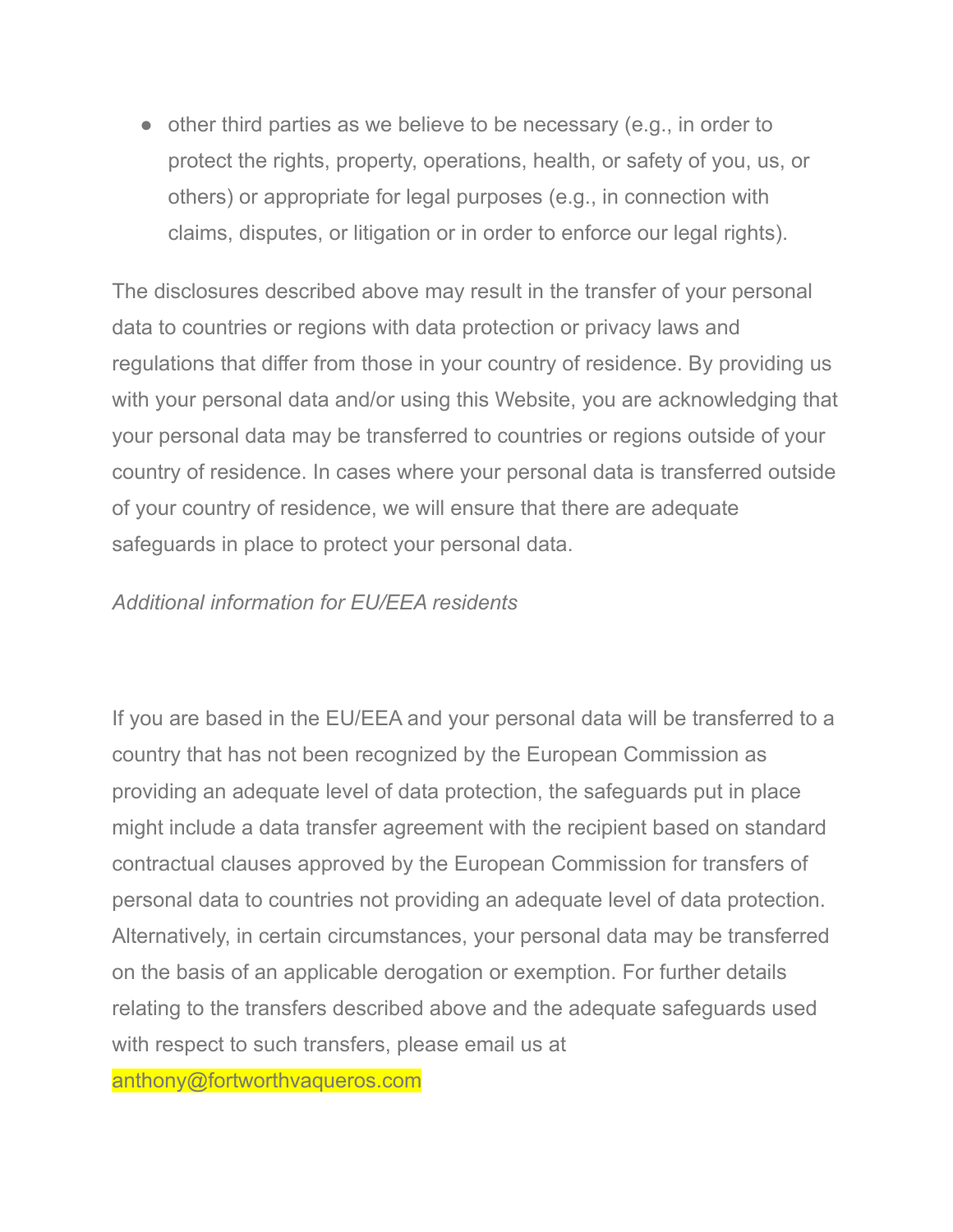- other third parties as we believe to be necessary (e.g., in order to protect the rights, property, operations, health, or safety of you, us, or others) or appropriate for legal purposes (e.g., in connection with claims, disputes, or litigation or in order to enforce our legal rights).

The disclosures described above may result in the transfer of your personal data to countries or regions with data protection or privacy laws and regulations that differ from those in your country of residence. By providing us with your personal data and/or using this Website, you are acknowledging that your personal data may be transferred to countries or regions outside of your country of residence. In cases where your personal data is transferred outside of your country of residence, we will ensure that there are adequate safeguards in place to protect your personal data.

*Additional information for EU/EEA residents*

If you are based in the EU/EEA and your personal data will be transferred to a country that has not been recognized by the European Commission as providing an adequate level of data protection, the safeguards put in place might include a data transfer agreement with the recipient based on standard contractual clauses approved by the European Commission for transfers of personal data to countries not providing an adequate level of data protection. Alternatively, in certain circumstances, your personal data may be transferred on the basis of an applicable derogation or exemption. For further details relating to the transfers described above and the adequate safeguards used with respect to such transfers, please email us at anthony@fortworthvaqueros.com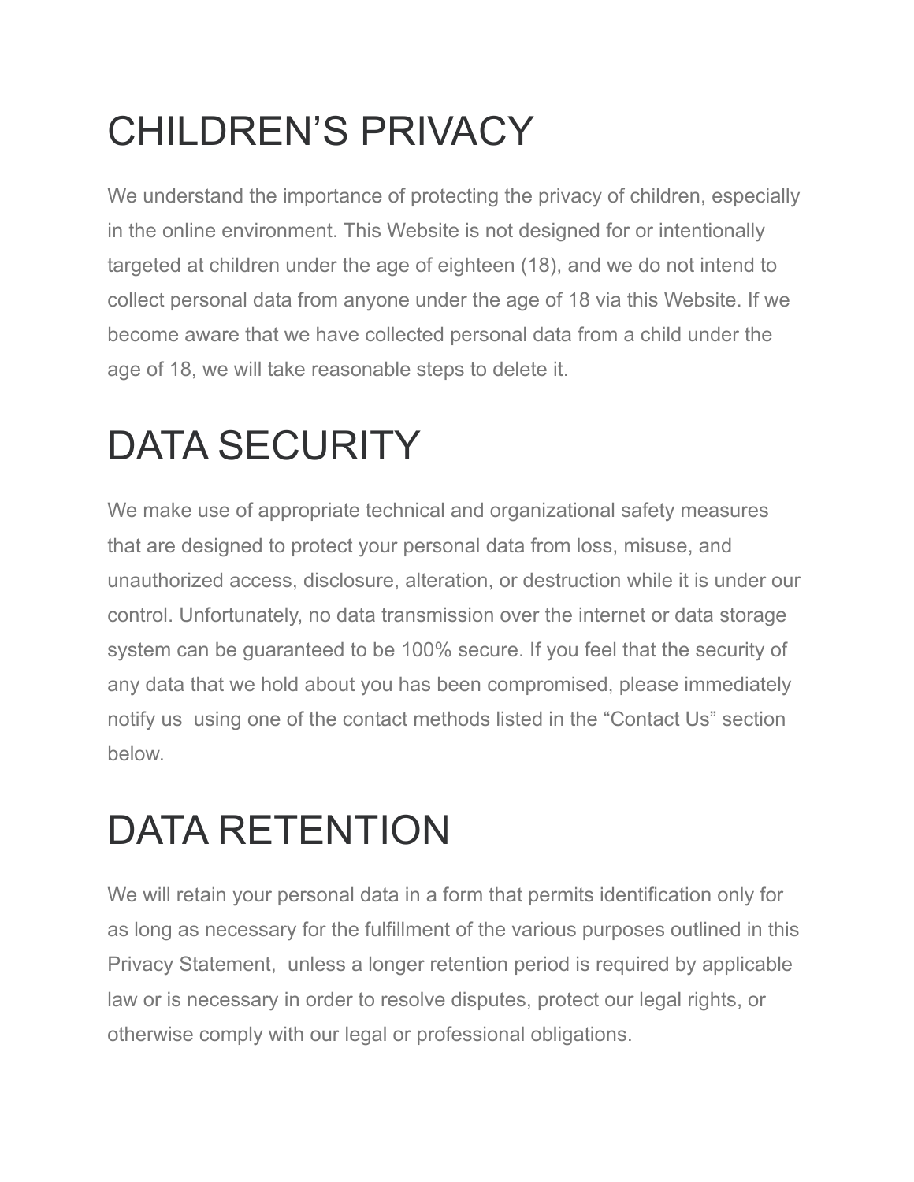# CHILDREN'S PRIVACY

We understand the importance of protecting the privacy of children, especially in the online environment. This Website is not designed for or intentionally targeted at children under the age of eighteen (18), and we do not intend to collect personal data from anyone under the age of 18 via this Website. If we become aware that we have collected personal data from a child under the age of 18, we will take reasonable steps to delete it.

# DATA SECURITY

We make use of appropriate technical and organizational safety measures that are designed to protect your personal data from loss, misuse, and unauthorized access, disclosure, alteration, or destruction while it is under our control. Unfortunately, no data transmission over the internet or data storage system can be guaranteed to be 100% secure. If you feel that the security of any data that we hold about you has been compromised, please immediately notify us using one of the contact methods listed in the "Contact Us" section below.

# DATA RETENTION

We will retain your personal data in a form that permits identification only for as long as necessary for the fulfillment of the various purposes outlined in this Privacy Statement, unless a longer retention period is required by applicable law or is necessary in order to resolve disputes, protect our legal rights, or otherwise comply with our legal or professional obligations.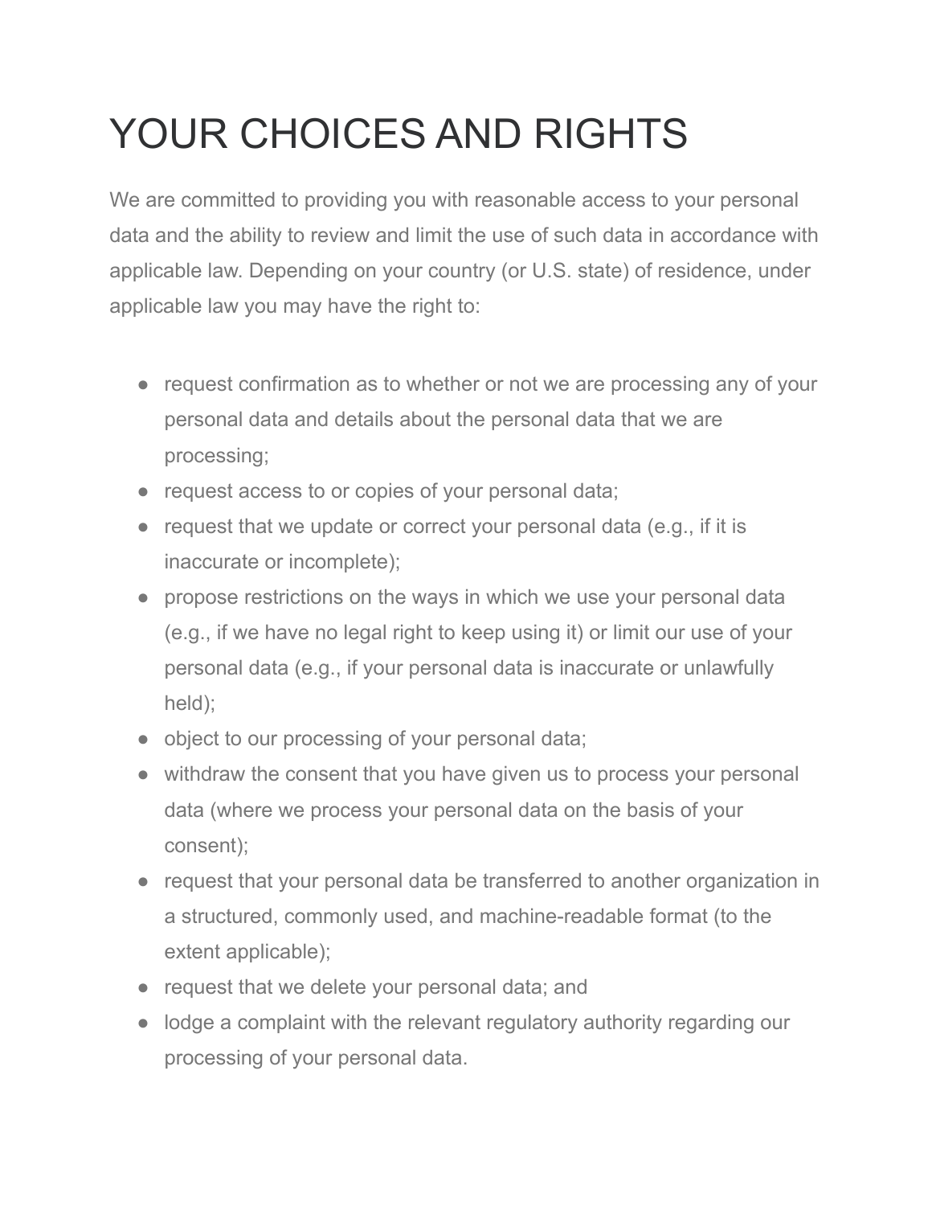# YOUR CHOICES AND RIGHTS

We are committed to providing you with reasonable access to your personal data and the ability to review and limit the use of such data in accordance with applicable law. Depending on your country (or U.S. state) of residence, under applicable law you may have the right to:

- request confirmation as to whether or not we are processing any of your personal data and details about the personal data that we are processing;
- request access to or copies of your personal data;
- request that we update or correct your personal data (e.g., if it is inaccurate or incomplete);
- propose restrictions on the ways in which we use your personal data (e.g., if we have no legal right to keep using it) or limit our use of your personal data (e.g., if your personal data is inaccurate or unlawfully held);
- object to our processing of your personal data;
- withdraw the consent that you have given us to process your personal data (where we process your personal data on the basis of your consent);
- request that your personal data be transferred to another organization in a structured, commonly used, and machine-readable format (to the extent applicable);
- request that we delete your personal data; and
- lodge a complaint with the relevant regulatory authority regarding our processing of your personal data.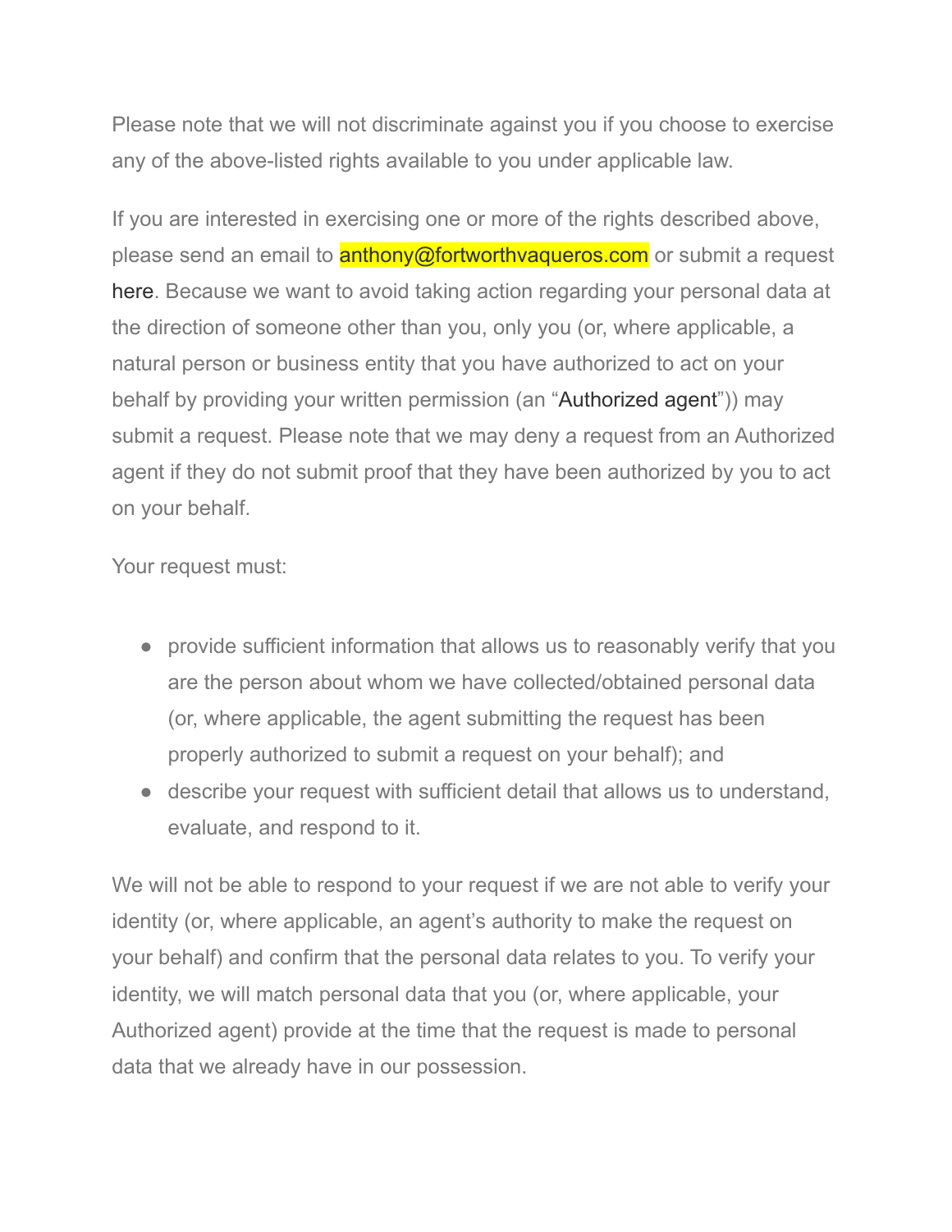Please note that we will not discriminate against you if you choose to exercise any of the above-listed rights available to you under applicable law.

If you are interested in exercising one or more of the rights described above, please send an email to anthony@fortworthvaqueros.com or submit a request here. Because we want to avoid taking action regarding your personal data at the direction of someone other than you, only you (or, where applicable, a natural person or business entity that you have authorized to act on your behalf by providing your written permission (an "Authorized agent")) may submit a request. Please note that we may deny a request from an Authorized agent if they do not submit proof that they have been authorized by you to act on your behalf.

Your request must:

- provide sufficient information that allows us to reasonably verify that you are the person about whom we have collected/obtained personal data (or, where applicable, the agent submitting the request has been properly authorized to submit a request on your behalf); and
- describe your request with sufficient detail that allows us to understand, evaluate, and respond to it.

We will not be able to respond to your request if we are not able to verify your identity (or, where applicable, an agent's authority to make the request on your behalf) and confirm that the personal data relates to you. To verify your identity, we will match personal data that you (or, where applicable, your Authorized agent) provide at the time that the request is made to personal data that we already have in our possession.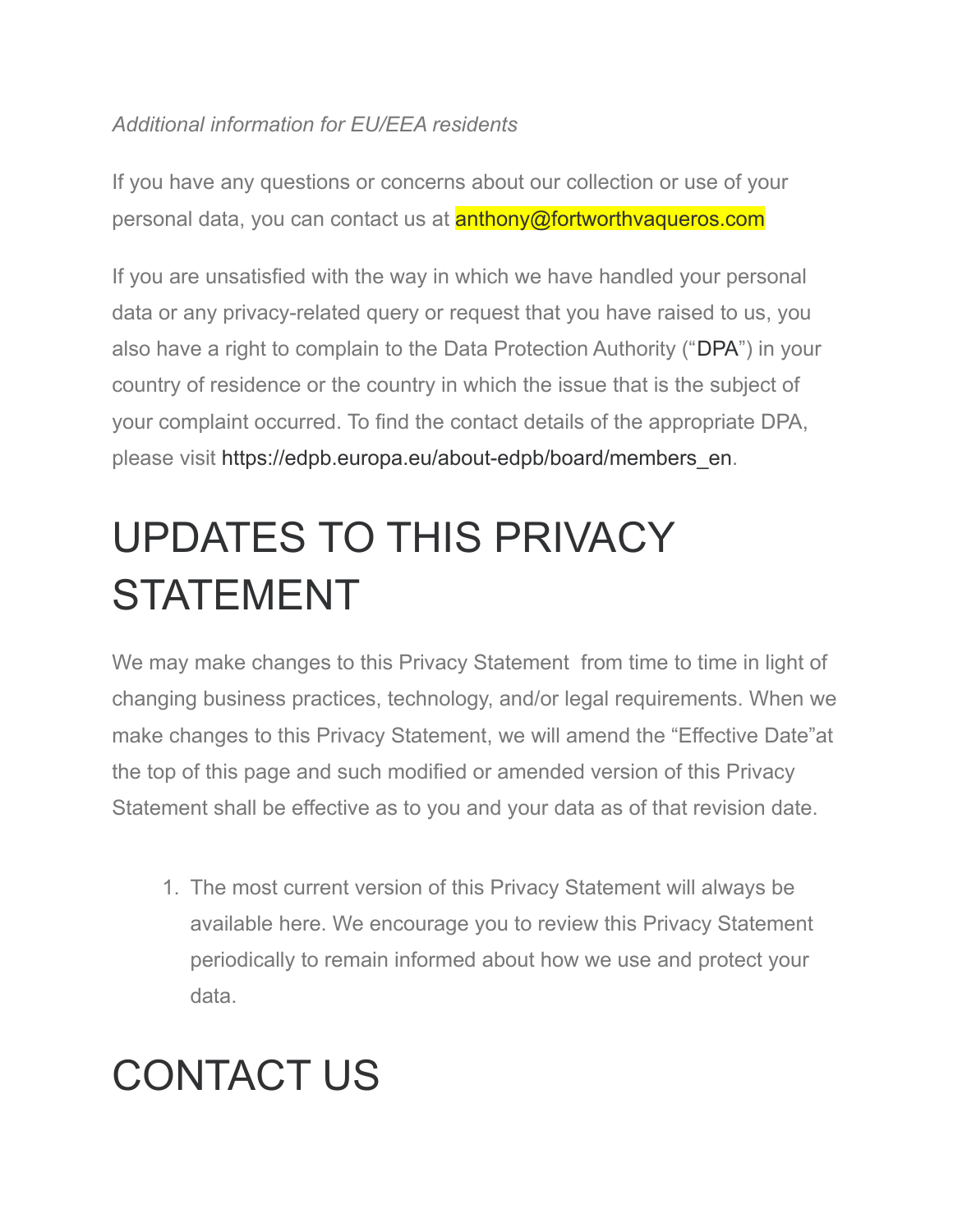*Additional information for EU/EEA residents*

If you have any questions or concerns about our collection or use of your personal data, you can contact us at anthony@fortworthvaqueros.com

If you are unsatisfied with the way in which we have handled your personal data or any privacy-related query or request that you have raised to us, you also have a right to complain to the Data Protection Authority ("DPA") in your country of residence or the country in which the issue that is the subject of your complaint occurred. To find the contact details of the appropriate DPA, please visit https://edpb.europa.eu/about-edpb/board/members_en.

# UPDATES TO THIS PRIVACY STATEMENT

We may make changes to this Privacy Statement  from time to time in light of changing business practices, technology, and/or legal requirements. When we make changes to this Privacy Statement, we will amend the "Effective Date"at the top of this page and such modified or amended version of this Privacy Statement shall be effective as to you and your data as of that revision date.

1. The most current version of this Privacy Statement will always be available here. We encourage you to review this Privacy Statement periodically to remain informed about how we use and protect your data.

# CONTACT US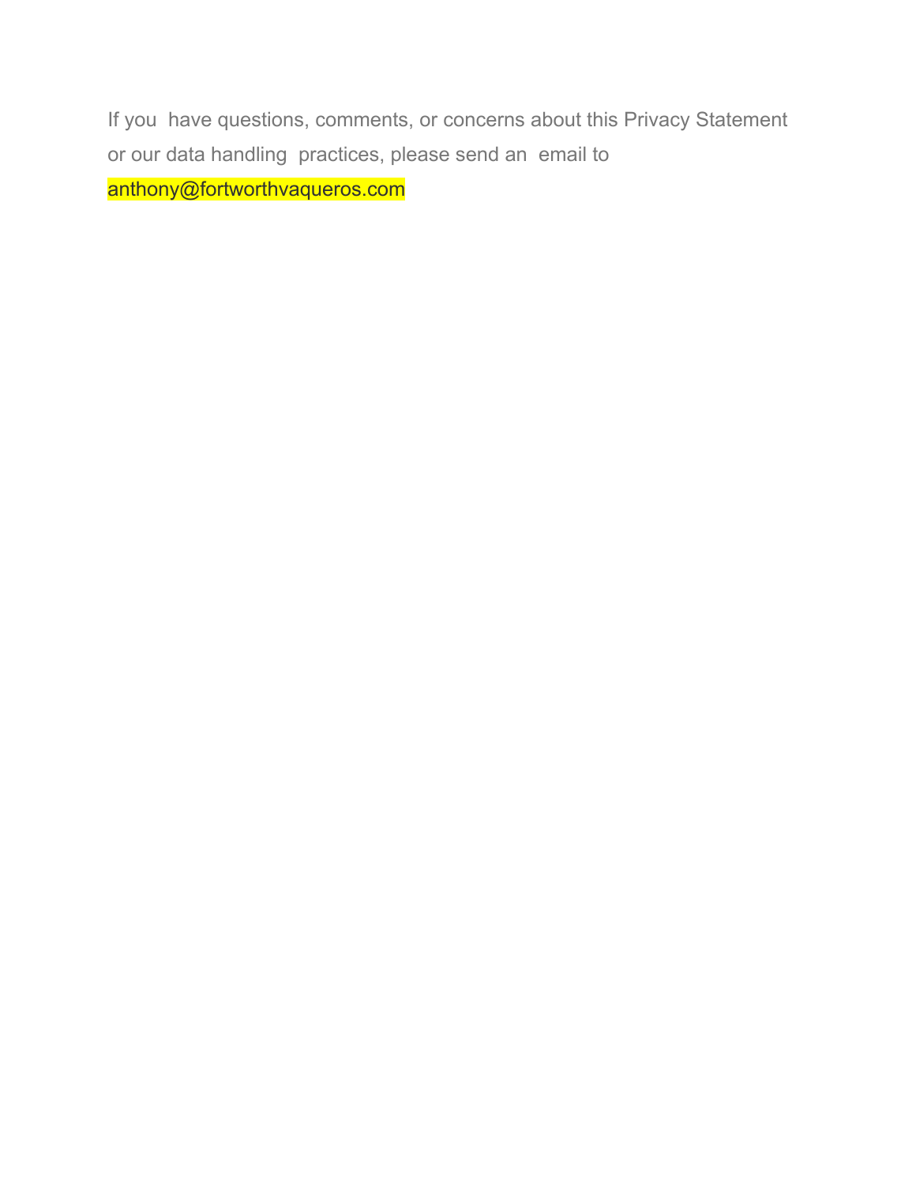If you have questions, comments, or concerns about this Privacy Statement or our data handling practices, please send an email to anthony@fortworthvaqueros.com